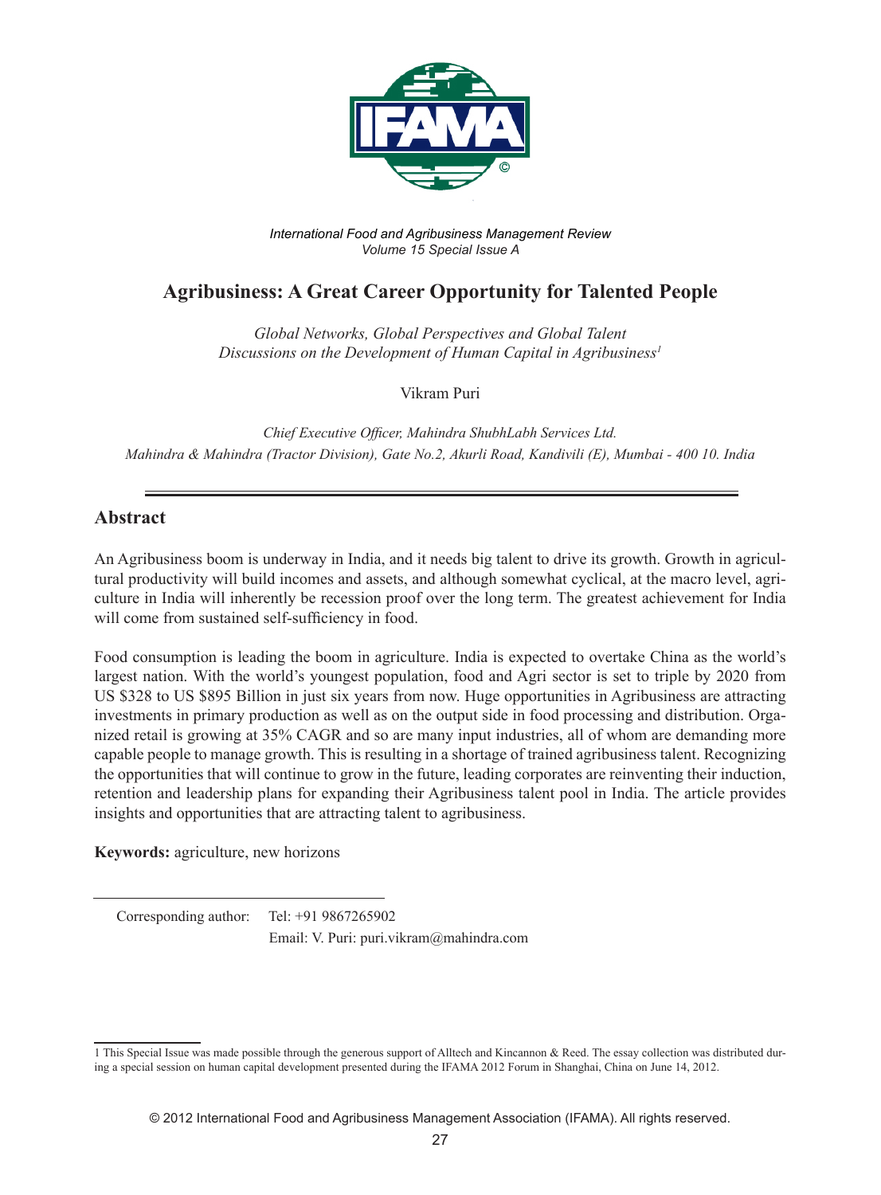# Agribusiness: A Great Career Opportunity for Talented People

*Global Networks, Global Perspectives and Global Talent*
*Discussions on the Development of Human Capital in Agribusiness*[1]

Vikram Puri

*Chief Executive Officer, Mahindra ShubhLabh Services Ltd.*
*Mahindra & Mahindra (Tractor Division), Gate No.2, Akurli Road, Kandivili (E), Mumbai - 400 10. India*

## Abstract

An Agribusiness boom is underway in India, and it needs big talent to drive its growth. Growth in agricultural productivity will build incomes and assets, and although somewhat cyclical, at the macro level, agriculture in India will inherently be recession proof over the long term. The greatest achievement for India will come from sustained self-sufficiency in food.

Food consumption is leading the boom in agriculture. India is expected to overtake China as the world's largest nation. With the world's youngest population, food and Agri sector is set to triple by 2020 from US $328 to US $895 Billion in just six years from now. Huge opportunities in Agribusiness are attracting investments in primary production as well as on the output side in food processing and distribution. Organized retail is growing at 35% CAGR and so are many input industries, all of whom are demanding more capable people to manage growth. This is resulting in a shortage of trained agribusiness talent. Recognizing the opportunities that will continue to grow in the future, leading corporates are reinventing their induction, retention and leadership plans for expanding their Agribusiness talent pool in India. The article provides insights and opportunities that are attracting talent to agribusiness.

**Keywords:** agriculture, new horizons

Corresponding author: Tel: +91 9867265902
Email: V. Puri: puri.vikram@mahindra.com

[1] This Special Issue was made possible through the generous support of Alltech and Kincannon & Reed. The essay collection was distributed during a special session on human capital development presented during the IFAMA 2012 Forum in Shanghai, China on June 14, 2012.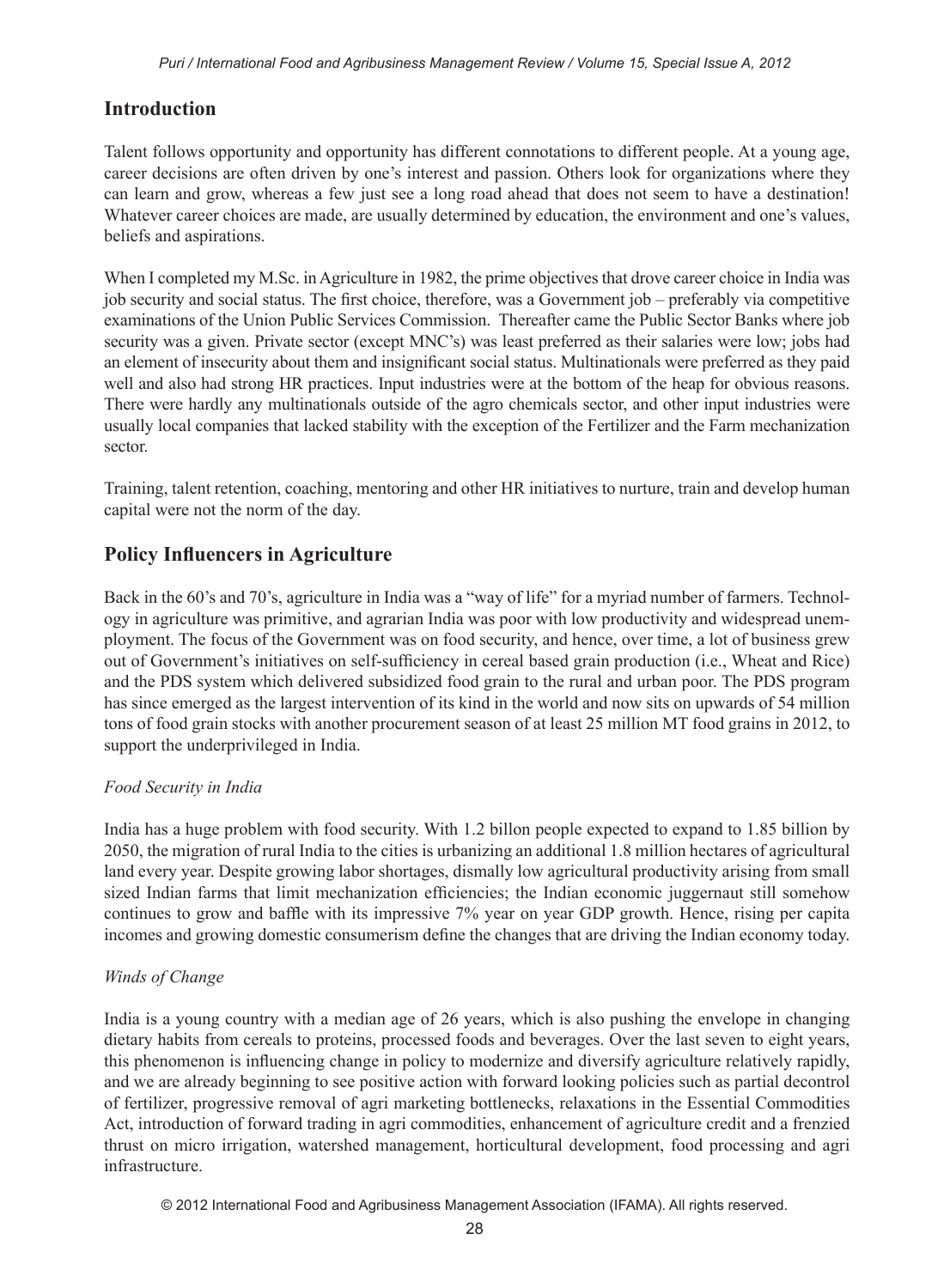## Introduction

Talent follows opportunity and opportunity has different connotations to different people. At a young age, career decisions are often driven by one's interest and passion. Others look for organizations where they can learn and grow, whereas a few just see a long road ahead that does not seem to have a destination! Whatever career choices are made, are usually determined by education, the environment and one's values, beliefs and aspirations.

When I completed my M.Sc. in Agriculture in 1982, the prime objectives that drove career choice in India was job security and social status. The first choice, therefore, was a Government job – preferably via competitive examinations of the Union Public Services Commission. Thereafter came the Public Sector Banks where job security was a given. Private sector (except MNC's) was least preferred as their salaries were low; jobs had an element of insecurity about them and insignificant social status. Multinationals were preferred as they paid well and also had strong HR practices. Input industries were at the bottom of the heap for obvious reasons. There were hardly any multinationals outside of the agro chemicals sector, and other input industries were usually local companies that lacked stability with the exception of the Fertilizer and the Farm mechanization sector.

Training, talent retention, coaching, mentoring and other HR initiatives to nurture, train and develop human capital were not the norm of the day.

## Policy Influencers in Agriculture

Back in the 60's and 70's, agriculture in India was a "way of life" for a myriad number of farmers. Technology in agriculture was primitive, and agrarian India was poor with low productivity and widespread unemployment. The focus of the Government was on food security, and hence, over time, a lot of business grew out of Government's initiatives on self-sufficiency in cereal based grain production (i.e., Wheat and Rice) and the PDS system which delivered subsidized food grain to the rural and urban poor. The PDS program has since emerged as the largest intervention of its kind in the world and now sits on upwards of 54 million tons of food grain stocks with another procurement season of at least 25 million MT food grains in 2012, to support the underprivileged in India.

*Food Security in India*

India has a huge problem with food security. With 1.2 billon people expected to expand to 1.85 billion by 2050, the migration of rural India to the cities is urbanizing an additional 1.8 million hectares of agricultural land every year. Despite growing labor shortages, dismally low agricultural productivity arising from small sized Indian farms that limit mechanization efficiencies; the Indian economic juggernaut still somehow continues to grow and baffle with its impressive 7% year on year GDP growth. Hence, rising per capita incomes and growing domestic consumerism define the changes that are driving the Indian economy today.

*Winds of Change*

India is a young country with a median age of 26 years, which is also pushing the envelope in changing dietary habits from cereals to proteins, processed foods and beverages. Over the last seven to eight years, this phenomenon is influencing change in policy to modernize and diversify agriculture relatively rapidly, and we are already beginning to see positive action with forward looking policies such as partial decontrol of fertilizer, progressive removal of agri marketing bottlenecks, relaxations in the Essential Commodities Act, introduction of forward trading in agri commodities, enhancement of agriculture credit and a frenzied thrust on micro irrigation, watershed management, horticultural development, food processing and agri infrastructure.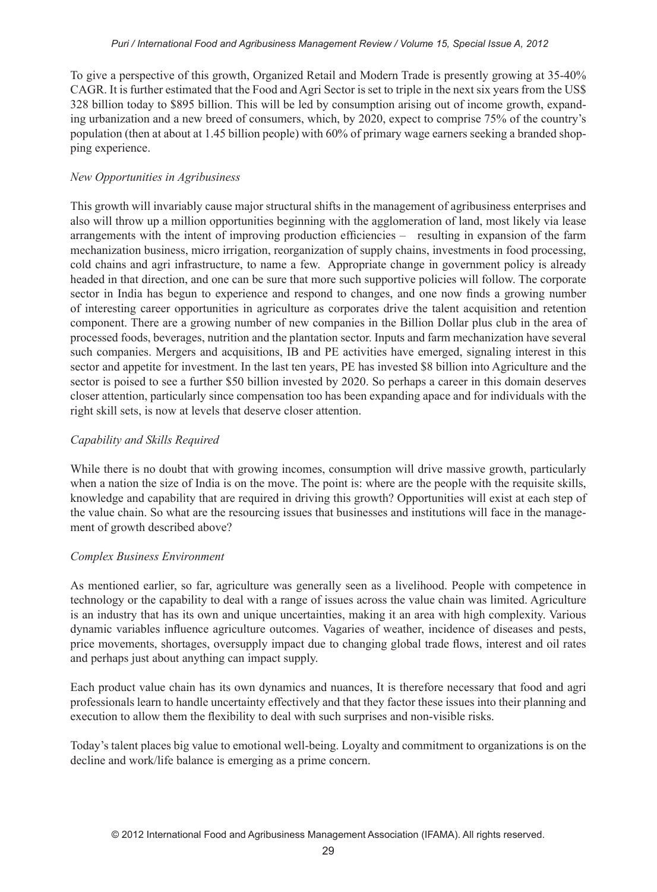To give a perspective of this growth, Organized Retail and Modern Trade is presently growing at 35-40% CAGR. It is further estimated that the Food and Agri Sector is set to triple in the next six years from the US$ 328 billion today to $895 billion. This will be led by consumption arising out of income growth, expanding urbanization and a new breed of consumers, which, by 2020, expect to comprise 75% of the country's population (then at about at 1.45 billion people) with 60% of primary wage earners seeking a branded shopping experience.

*New Opportunities in Agribusiness*

This growth will invariably cause major structural shifts in the management of agribusiness enterprises and also will throw up a million opportunities beginning with the agglomeration of land, most likely via lease arrangements with the intent of improving production efficiencies – resulting in expansion of the farm mechanization business, micro irrigation, reorganization of supply chains, investments in food processing, cold chains and agri infrastructure, to name a few. Appropriate change in government policy is already headed in that direction, and one can be sure that more such supportive policies will follow. The corporate sector in India has begun to experience and respond to changes, and one now finds a growing number of interesting career opportunities in agriculture as corporates drive the talent acquisition and retention component. There are a growing number of new companies in the Billion Dollar plus club in the area of processed foods, beverages, nutrition and the plantation sector. Inputs and farm mechanization have several such companies. Mergers and acquisitions, IB and PE activities have emerged, signaling interest in this sector and appetite for investment. In the last ten years, PE has invested $8 billion into Agriculture and the sector is poised to see a further $50 billion invested by 2020. So perhaps a career in this domain deserves closer attention, particularly since compensation too has been expanding apace and for individuals with the right skill sets, is now at levels that deserve closer attention.

*Capability and Skills Required*

While there is no doubt that with growing incomes, consumption will drive massive growth, particularly when a nation the size of India is on the move. The point is: where are the people with the requisite skills, knowledge and capability that are required in driving this growth? Opportunities will exist at each step of the value chain. So what are the resourcing issues that businesses and institutions will face in the management of growth described above?

*Complex Business Environment*

As mentioned earlier, so far, agriculture was generally seen as a livelihood. People with competence in technology or the capability to deal with a range of issues across the value chain was limited. Agriculture is an industry that has its own and unique uncertainties, making it an area with high complexity. Various dynamic variables influence agriculture outcomes. Vagaries of weather, incidence of diseases and pests, price movements, shortages, oversupply impact due to changing global trade flows, interest and oil rates and perhaps just about anything can impact supply.

Each product value chain has its own dynamics and nuances, It is therefore necessary that food and agri professionals learn to handle uncertainty effectively and that they factor these issues into their planning and execution to allow them the flexibility to deal with such surprises and non-visible risks.

Today's talent places big value to emotional well-being. Loyalty and commitment to organizations is on the decline and work/life balance is emerging as a prime concern.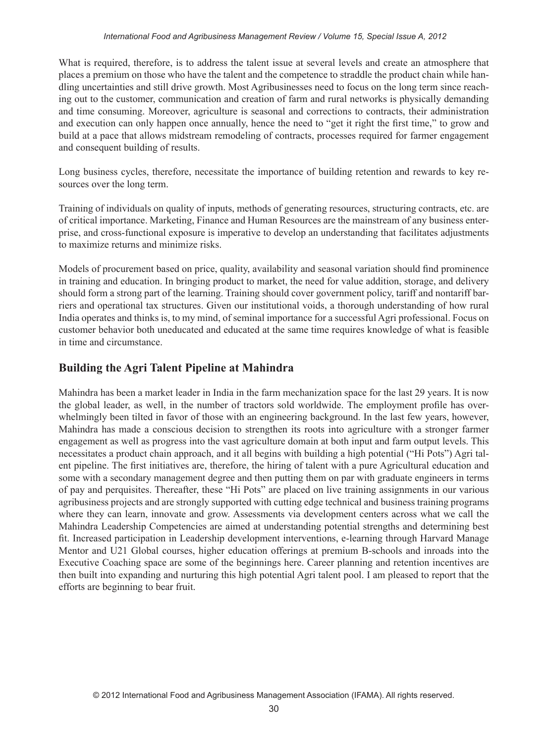What is required, therefore, is to address the talent issue at several levels and create an atmosphere that places a premium on those who have the talent and the competence to straddle the product chain while handling uncertainties and still drive growth. Most Agribusinesses need to focus on the long term since reaching out to the customer, communication and creation of farm and rural networks is physically demanding and time consuming. Moreover, agriculture is seasonal and corrections to contracts, their administration and execution can only happen once annually, hence the need to "get it right the first time," to grow and build at a pace that allows midstream remodeling of contracts, processes required for farmer engagement and consequent building of results.

Long business cycles, therefore, necessitate the importance of building retention and rewards to key resources over the long term.

Training of individuals on quality of inputs, methods of generating resources, structuring contracts, etc. are of critical importance. Marketing, Finance and Human Resources are the mainstream of any business enterprise, and cross-functional exposure is imperative to develop an understanding that facilitates adjustments to maximize returns and minimize risks.

Models of procurement based on price, quality, availability and seasonal variation should find prominence in training and education. In bringing product to market, the need for value addition, storage, and delivery should form a strong part of the learning. Training should cover government policy, tariff and nontariff barriers and operational tax structures. Given our institutional voids, a thorough understanding of how rural India operates and thinks is, to my mind, of seminal importance for a successful Agri professional. Focus on customer behavior both uneducated and educated at the same time requires knowledge of what is feasible in time and circumstance.

## Building the Agri Talent Pipeline at Mahindra

Mahindra has been a market leader in India in the farm mechanization space for the last 29 years. It is now the global leader, as well, in the number of tractors sold worldwide. The employment profile has overwhelmingly been tilted in favor of those with an engineering background. In the last few years, however, Mahindra has made a conscious decision to strengthen its roots into agriculture with a stronger farmer engagement as well as progress into the vast agriculture domain at both input and farm output levels. This necessitates a product chain approach, and it all begins with building a high potential ("Hi Pots") Agri talent pipeline. The first initiatives are, therefore, the hiring of talent with a pure Agricultural education and some with a secondary management degree and then putting them on par with graduate engineers in terms of pay and perquisites. Thereafter, these "Hi Pots" are placed on live training assignments in our various agribusiness projects and are strongly supported with cutting edge technical and business training programs where they can learn, innovate and grow. Assessments via development centers across what we call the Mahindra Leadership Competencies are aimed at understanding potential strengths and determining best fit. Increased participation in Leadership development interventions, e-learning through Harvard Manage Mentor and U21 Global courses, higher education offerings at premium B-schools and inroads into the Executive Coaching space are some of the beginnings here. Career planning and retention incentives are then built into expanding and nurturing this high potential Agri talent pool. I am pleased to report that the efforts are beginning to bear fruit.